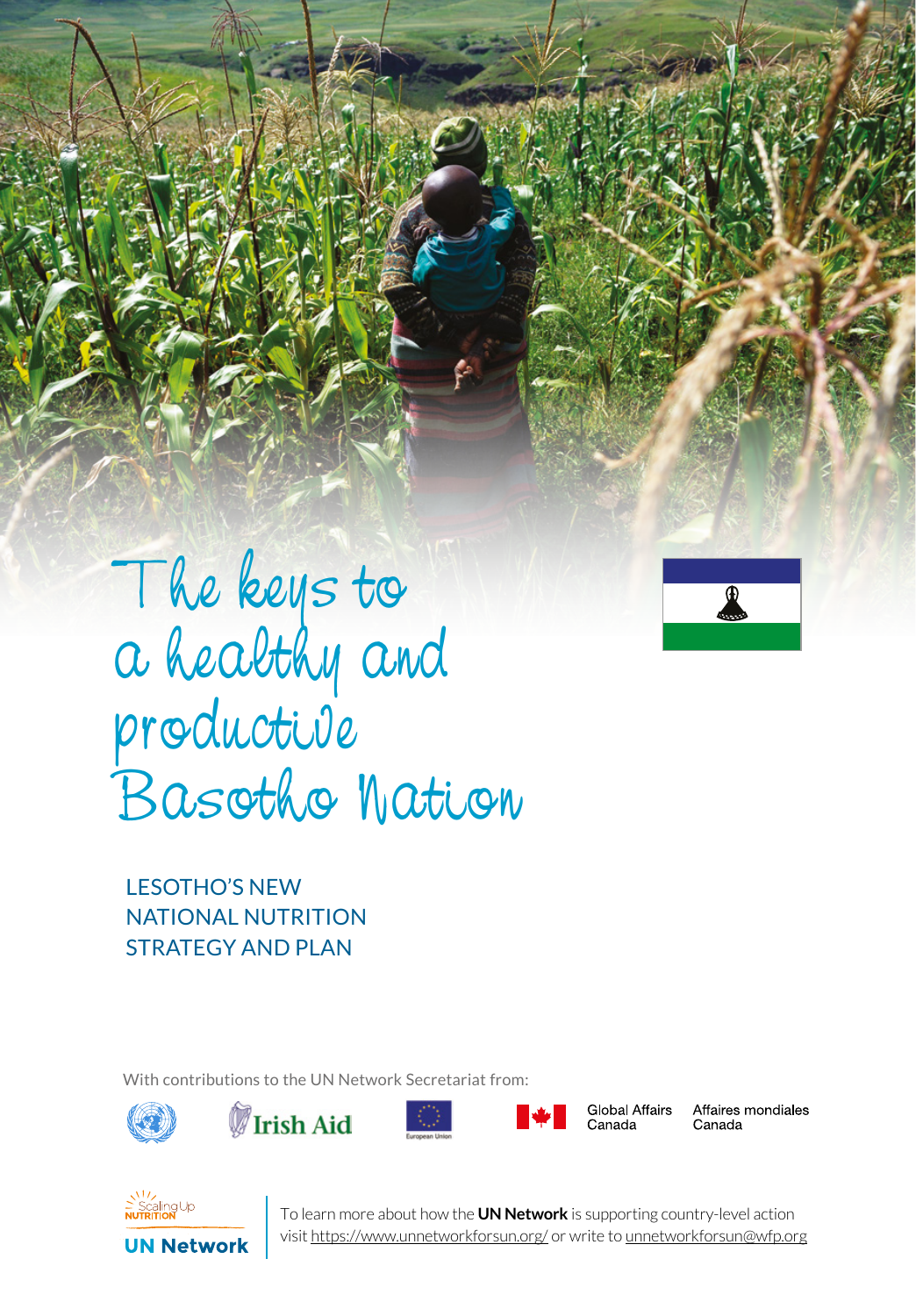# The keys to a healthy and productive Basotho Nation

## LESOTHO'S NEW NATIONAL NUTRITION STRATEGY AND PLAN

With contributions to the UN Network Secretariat from:

Irish Aid

European Union

Global Affairs Canada | Affaires mondiales Canada

Scaling Up Nutrition

**UN Network**

To learn more about how the **UN Network** is supporting country-level action visit https://www.unnetworkforsun.org/ or write to unnetworkforsun@wfp.org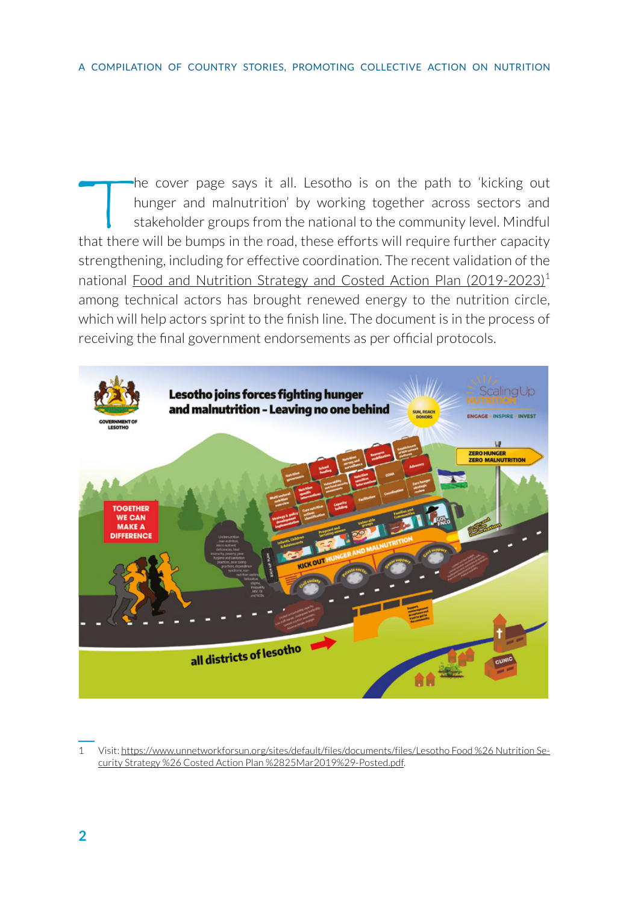The cover page says it all. Lesotho is on the path to 'kicking out hunger and malnutrition' by working together across sectors and stakeholder groups from the national to the community level. Mindful that there will be bumps in the road, these efforts will require further capacity strengthening, including for effective coordination. The recent validation of the national Food and Nutrition Strategy and Costed Action Plan (2019-2023)[1] among technical actors has brought renewed energy to the nutrition circle, which will help actors sprint to the finish line. The document is in the process of receiving the final government endorsements as per official protocols.

1 Visit: https://www.unnetworkforsun.org/sites/default/files/documents/files/Lesotho Food %26 Nutrition Security Strategy %26 Costed Action Plan %2825Mar2019%29-Posted.pdf.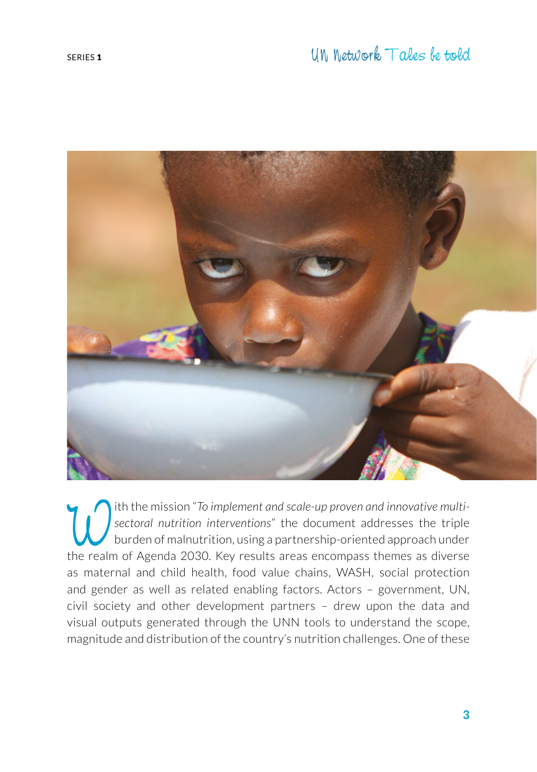With the mission *"To implement and scale-up proven and innovative multi-sectoral nutrition interventions"* the document addresses the triple burden of malnutrition, using a partnership-oriented approach under the realm of Agenda 2030. Key results areas encompass themes as diverse as maternal and child health, food value chains, WASH, social protection and gender as well as related enabling factors. Actors – government, UN, civil society and other development partners – drew upon the data and visual outputs generated through the UNN tools to understand the scope, magnitude and distribution of the country's nutrition challenges. One of these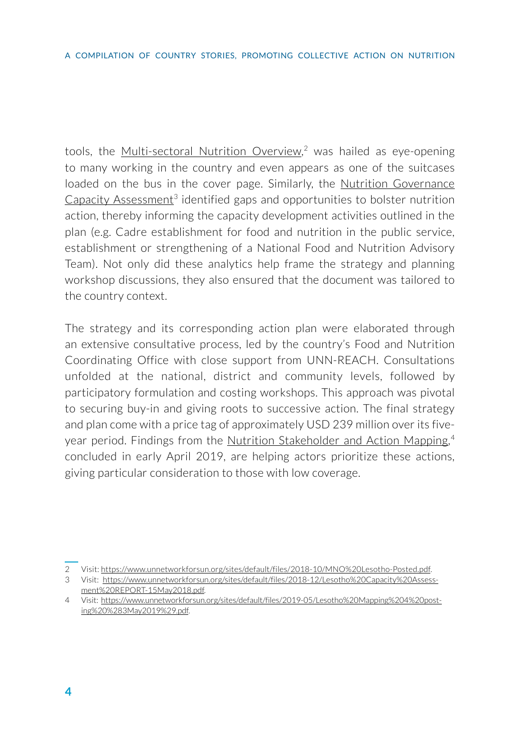tools, the Multi-sectoral Nutrition Overview,[2] was hailed as eye-opening to many working in the country and even appears as one of the suitcases loaded on the bus in the cover page. Similarly, the Nutrition Governance Capacity Assessment[3] identified gaps and opportunities to bolster nutrition action, thereby informing the capacity development activities outlined in the plan (e.g. Cadre establishment for food and nutrition in the public service, establishment or strengthening of a National Food and Nutrition Advisory Team). Not only did these analytics help frame the strategy and planning workshop discussions, they also ensured that the document was tailored to the country context.

The strategy and its corresponding action plan were elaborated through an extensive consultative process, led by the country's Food and Nutrition Coordinating Office with close support from UNN-REACH. Consultations unfolded at the national, district and community levels, followed by participatory formulation and costing workshops. This approach was pivotal to securing buy-in and giving roots to successive action. The final strategy and plan come with a price tag of approximately USD 239 million over its five-year period. Findings from the Nutrition Stakeholder and Action Mapping,[4] concluded in early April 2019, are helping actors prioritize these actions, giving particular consideration to those with low coverage.

---

2 Visit: https://www.unnetworkforsun.org/sites/default/files/2018-10/MNO%20Lesotho-Posted.pdf.

3 Visit: https://www.unnetworkforsun.org/sites/default/files/2018-12/Lesotho%20Capacity%20Assessment%20REPORT-15May2018.pdf.

4 Visit: https://www.unnetworkforsun.org/sites/default/files/2019-05/Lesotho%20Mapping%204%20posting%20%283May2019%29.pdf.